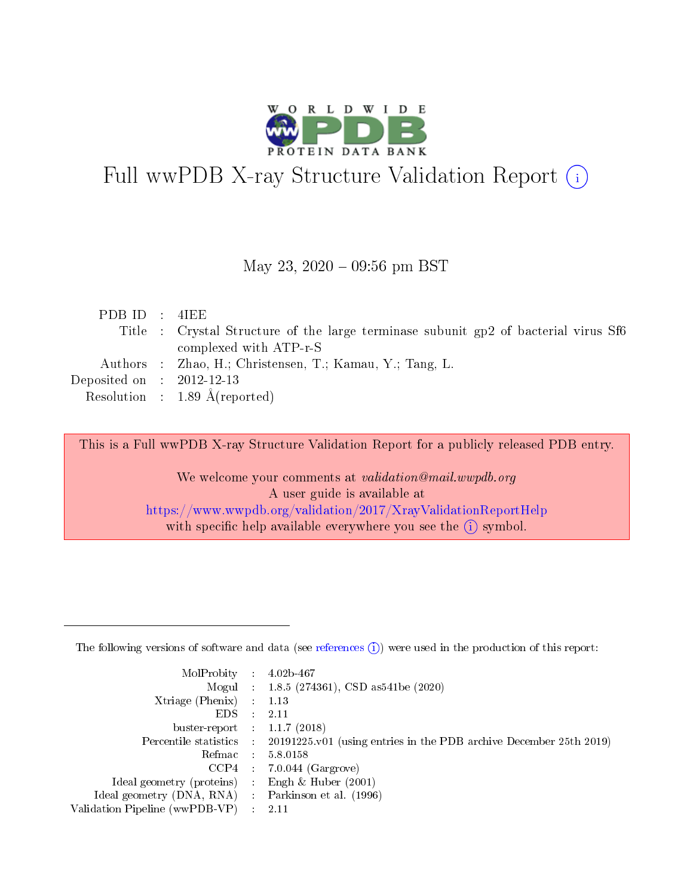# Full wwPDB X-ray Structure Validation Report (i)

May 23, 2020 – 09:56 pm BST

| | | |
|---|---|---|
| PDB ID | : | 4IEE |
| Title | : | Crystal Structure of the large terminase subunit gp2 of bacterial virus Sf6 complexed with ATP-r-S |
| Authors | : | Zhao, H.; Christensen, T.; Kamau, Y.; Tang, L. |
| Deposited on | : | 2012-12-13 |
| Resolution | : | 1.89 Å(reported) |

This is a Full wwPDB X-ray Structure Validation Report for a publicly released PDB entry.

We welcome your comments at *validation@mail.wwpdb.org*
A user guide is available at
https://www.wwpdb.org/validation/2017/XrayValidationReportHelp
with specific help available everywhere you see the (i) symbol.

---

The following versions of software and data (see references (i)) were used in the production of this report:

| | | |
|---|---|---|
| MolProbity | : | 4.02b-467 |
| Mogul | : | 1.8.5 (274361), CSD as541be (2020) |
| Xtriage (Phenix) | : | 1.13 |
| EDS | : | 2.11 |
| buster-report | : | 1.1.7 (2018) |
| Percentile statistics | : | 20191225.v01 (using entries in the PDB archive December 25th 2019) |
| Refmac | : | 5.8.0158 |
| CCP4 | : | 7.0.044 (Gargrove) |
| Ideal geometry (proteins) | : | Engh & Huber (2001) |
| Ideal geometry (DNA, RNA) | : | Parkinson et al. (1996) |
| Validation Pipeline (wwPDB-VP) | : | 2.11 |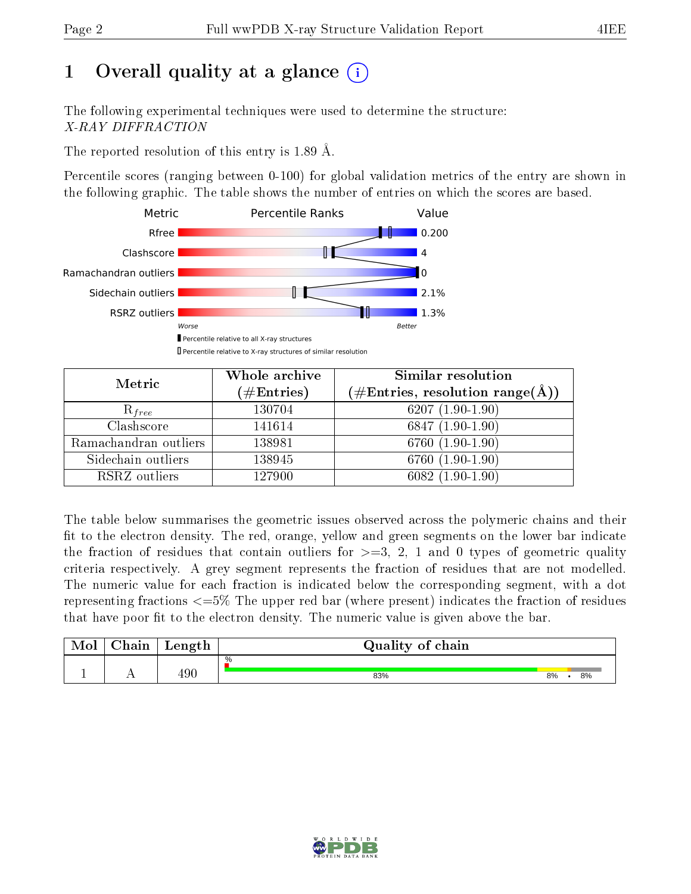# 1 Overall quality at a glance

The following experimental techniques were used to determine the structure:
*X-RAY DIFFRACTION*

The reported resolution of this entry is 1.89 Å.

Percentile scores (ranging between 0-100) for global validation metrics of the entry are shown in the following graphic. The table shows the number of entries on which the scores are based.

| Metric | Value |
|---|---|
| Rfree | 0.200 |
| Clashscore | 4 |
| Ramachandran outliers | 0 |
| Sidechain outliers | 2.1% |
| RSRZ outliers | 1.3% |

Worse — Better

▮ Percentile relative to all X-ray structures
▯ Percentile relative to X-ray structures of similar resolution

| Metric | Whole archive (#Entries) | Similar resolution (#Entries, resolution range(Å)) |
|---|---|---|
| $R_{free}$ | 130704 | 6207 (1.90-1.90) |
| Clashscore | 141614 | 6847 (1.90-1.90) |
| Ramachandran outliers | 138981 | 6760 (1.90-1.90) |
| Sidechain outliers | 138945 | 6760 (1.90-1.90) |
| RSRZ outliers | 127900 | 6082 (1.90-1.90) |

The table below summarises the geometric issues observed across the polymeric chains and their fit to the electron density. The red, orange, yellow and green segments on the lower bar indicate the fraction of residues that contain outliers for >=3, 2, 1 and 0 types of geometric quality criteria respectively. A grey segment represents the fraction of residues that are not modelled. The numeric value for each fraction is indicated below the corresponding segment, with a dot representing fractions <=5% The upper red bar (where present) indicates the fraction of residues that have poor fit to the electron density. The numeric value is given above the bar.

| Mol | Chain | Length | Quality of chain |
|---|---|---|---|
| 1 | A | 490 | % ; 83% ; 8% ; • ; 8% |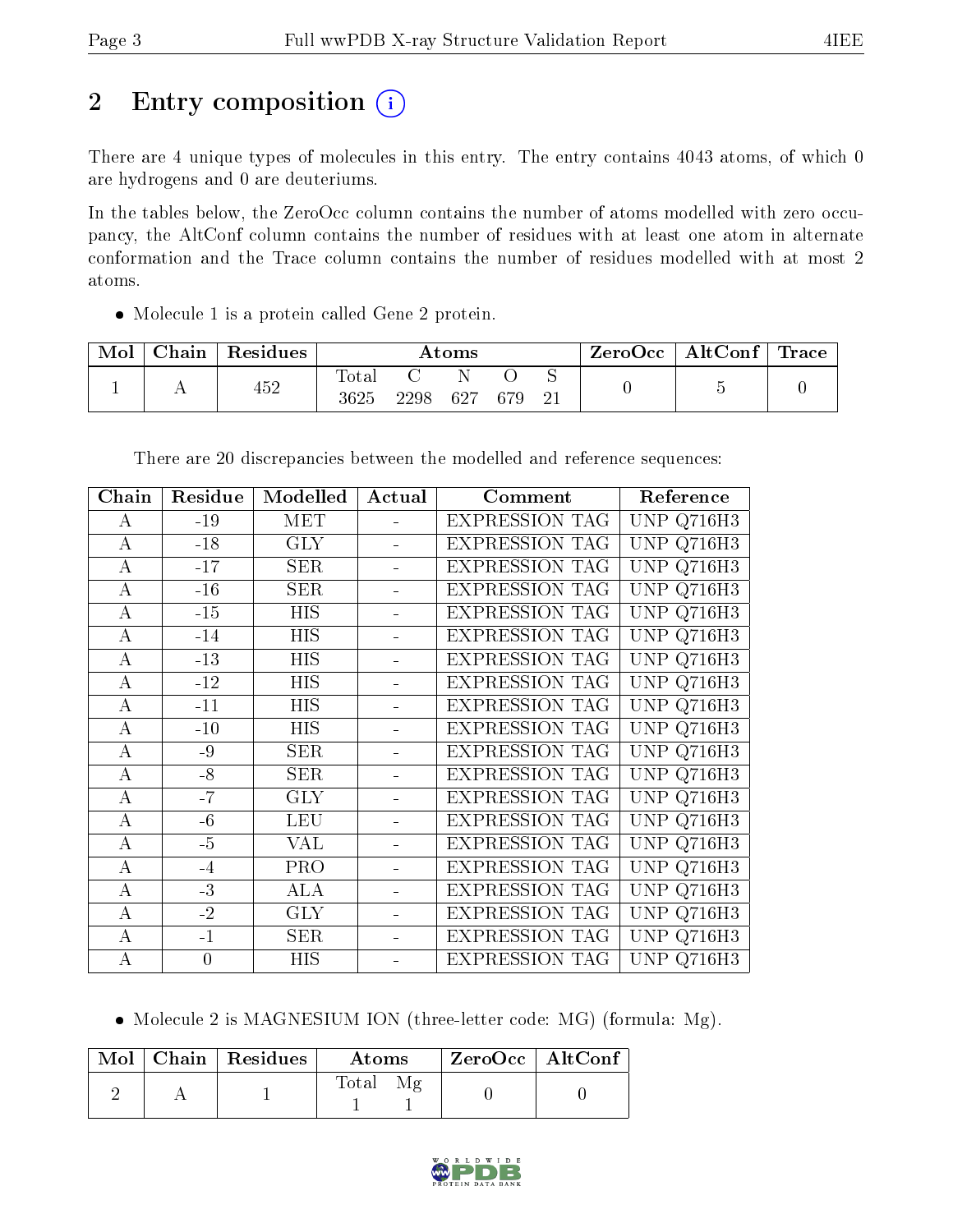# 2 Entry composition

There are 4 unique types of molecules in this entry. The entry contains 4043 atoms, of which 0 are hydrogens and 0 are deuteriums.

In the tables below, the ZeroOcc column contains the number of atoms modelled with zero occupancy, the AltConf column contains the number of residues with at least one atom in alternate conformation and the Trace column contains the number of residues modelled with at most 2 atoms.

- Molecule 1 is a protein called Gene 2 protein.

| Mol | Chain | Residues | Atoms | | | | | ZeroOcc | AltConf | Trace |
|---|---|---|---|---|---|---|---|---|---|---|
| 1 | A | 452 | Total<br>3625 | C<br>2298 | N<br>627 | O<br>679 | S<br>21 | 0 | 5 | 0 |

There are 20 discrepancies between the modelled and reference sequences:

| Chain | Residue | Modelled | Actual | Comment | Reference |
|---|---|---|---|---|---|
| A | -19 | MET | - | EXPRESSION TAG | UNP Q716H3 |
| A | -18 | GLY | - | EXPRESSION TAG | UNP Q716H3 |
| A | -17 | SER | - | EXPRESSION TAG | UNP Q716H3 |
| A | -16 | SER | - | EXPRESSION TAG | UNP Q716H3 |
| A | -15 | HIS | - | EXPRESSION TAG | UNP Q716H3 |
| A | -14 | HIS | - | EXPRESSION TAG | UNP Q716H3 |
| A | -13 | HIS | - | EXPRESSION TAG | UNP Q716H3 |
| A | -12 | HIS | - | EXPRESSION TAG | UNP Q716H3 |
| A | -11 | HIS | - | EXPRESSION TAG | UNP Q716H3 |
| A | -10 | HIS | - | EXPRESSION TAG | UNP Q716H3 |
| A | -9 | SER | - | EXPRESSION TAG | UNP Q716H3 |
| A | -8 | SER | - | EXPRESSION TAG | UNP Q716H3 |
| A | -7 | GLY | - | EXPRESSION TAG | UNP Q716H3 |
| A | -6 | LEU | - | EXPRESSION TAG | UNP Q716H3 |
| A | -5 | VAL | - | EXPRESSION TAG | UNP Q716H3 |
| A | -4 | PRO | - | EXPRESSION TAG | UNP Q716H3 |
| A | -3 | ALA | - | EXPRESSION TAG | UNP Q716H3 |
| A | -2 | GLY | - | EXPRESSION TAG | UNP Q716H3 |
| A | -1 | SER | - | EXPRESSION TAG | UNP Q716H3 |
| A | 0 | HIS | - | EXPRESSION TAG | UNP Q716H3 |

- Molecule 2 is MAGNESIUM ION (three-letter code: MG) (formula: Mg).

| Mol | Chain | Residues | Atoms | | ZeroOcc | AltConf |
|---|---|---|---|---|---|---|
| 2 | A | 1 | Total<br>1 | Mg<br>1 | 0 | 0 |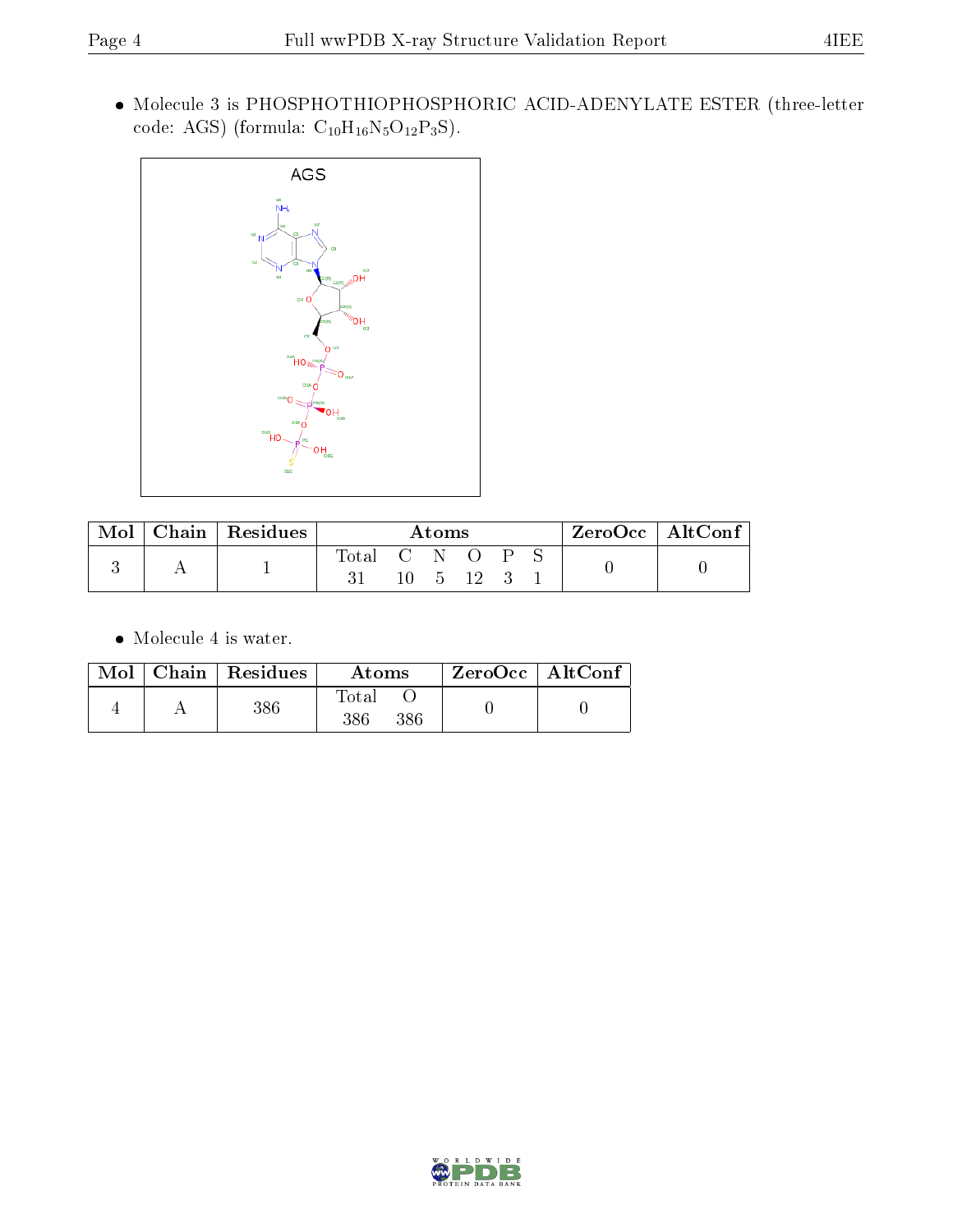- Molecule 3 is PHOSPHOTHIOPHOSPHORIC ACID-ADENYLATE ESTER (three-letter code: AGS) (formula: $C_{10}H_{16}N_5O_{12}P_3S$).

| Mol | Chain | Residues | Atoms | | | | | | ZeroOcc | AltConf |
|---|---|---|---|---|---|---|---|---|---|---|
| | | | Total | C | N | O | P | S | | |
| 3 | A | 1 | 31 | 10 | 5 | 12 | 3 | 1 | 0 | 0 |

- Molecule 4 is water.

| Mol | Chain | Residues | Atoms | | ZeroOcc | AltConf |
|---|---|---|---|---|---|---|
| | | | Total | O | | |
| 4 | A | 386 | 386 | 386 | 0 | 0 |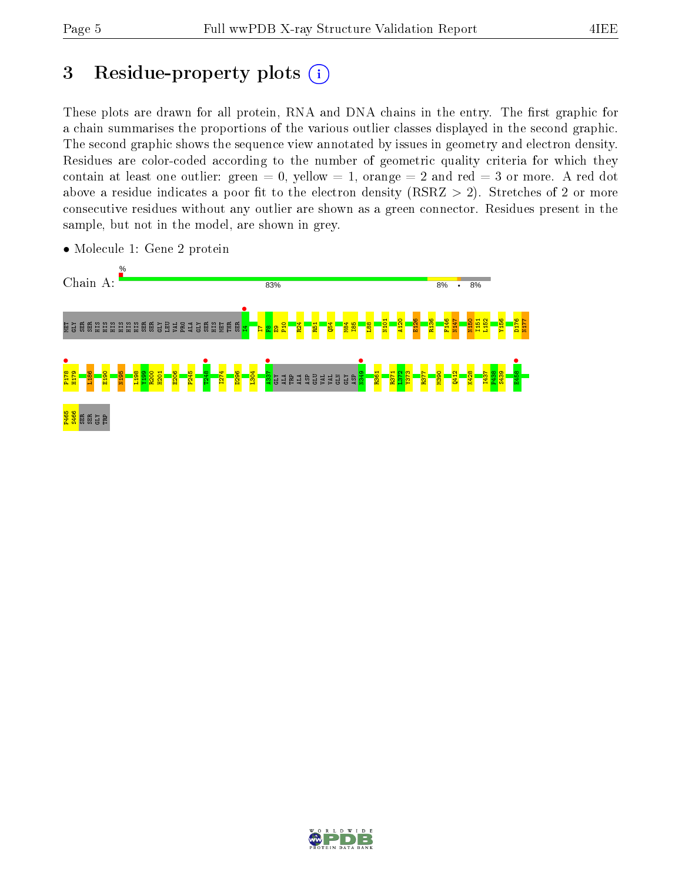# 3 Residue-property plots

These plots are drawn for all protein, RNA and DNA chains in the entry. The first graphic for a chain summarises the proportions of the various outlier classes displayed in the second graphic. The second graphic shows the sequence view annotated by issues in geometry and electron density. Residues are color-coded according to the number of geometric quality criteria for which they contain at least one outlier: green = 0, yellow = 1, orange = 2 and red = 3 or more. A red dot above a residue indicates a poor fit to the electron density (RSRZ > 2). Stretches of 2 or more consecutive residues without any outlier are shown as a green connector. Residues present in the sample, but not in the model, are shown in grey.

- Molecule 1: Gene 2 protein

Chain A: % 83% 8% • 8%

MET GLY SER SER HIS HIS HIS HIS HIS HIS SER SER GLY LEU VAL PRO ALA GLY SER HIS MET THR SER I4 I7 F8 E9 P10 R24 R51 Q54 M84 I85 L88 N101 A120 E126 R136 F146 N147 N150 I151 L152 Y156 D176 N177

P178 H179 I186 E190 N195 L198 Y199 R200 H201 E206 P245 T248 I274 D296 L304 A337 GLY ALA TRP ALA ASP GLU VAL VAL GLN GLY ASP N349 R361 R371 I372 Y373 R377 M390 Q412 K428 I437 F438 S439 E458

P465 S466 SER SER GLY TRP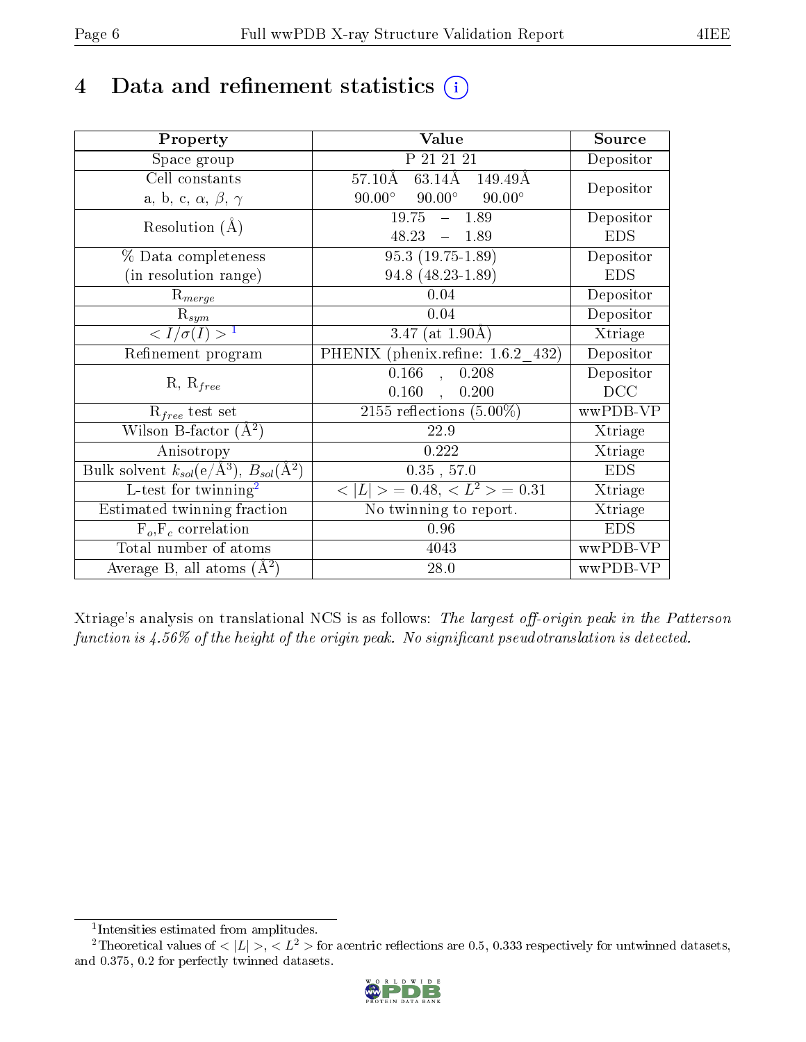# 4 Data and refinement statistics (i)

| Property | Value | Source |
|---|---|---|
| Space group | P 21 21 21 | Depositor |
| Cell constants<br>a, b, c, $\alpha$, $\beta$, $\gamma$ | 57.10Å 63.14Å 149.49Å<br>90.00° 90.00° 90.00° | Depositor |
| Resolution (Å) | 19.75 – 1.89<br>48.23 – 1.89 | Depositor<br>EDS |
| % Data completeness<br>(in resolution range) | 95.3 (19.75-1.89)<br>94.8 (48.23-1.89) | Depositor<br>EDS |
| $R_{merge}$ | 0.04 | Depositor |
| $R_{sym}$ | 0.04 | Depositor |
| $< I/\sigma(I) >$ [1] | 3.47 (at 1.90Å) | Xtriage |
| Refinement program | PHENIX (phenix.refine: 1.6.2_432) | Depositor |
| R, $R_{free}$ | 0.166 , 0.208<br>0.160 , 0.200 | Depositor<br>DCC |
| $R_{free}$ test set | 2155 reflections (5.00%) | wwPDB-VP |
| Wilson B-factor (Å$^2$) | 22.9 | Xtriage |
| Anisotropy | 0.222 | Xtriage |
| Bulk solvent $k_{sol}$(e/Å$^3$), $B_{sol}$(Å$^2$) | 0.35 , 57.0 | EDS |
| L-test for twinning[2] | $< \|L\| >$ = 0.48, $< L^2 >$ = 0.31 | Xtriage |
| Estimated twinning fraction | No twinning to report. | Xtriage |
| $F_o$,$F_c$ correlation | 0.96 | EDS |
| Total number of atoms | 4043 | wwPDB-VP |
| Average B, all atoms (Å$^2$) | 28.0 | wwPDB-VP |

Xtriage's analysis on translational NCS is as follows: *The largest off-origin peak in the Patterson function is 4.56% of the height of the origin peak. No significant pseudotranslation is detected.*

[1] Intensities estimated from amplitudes.

[2] Theoretical values of $< |L| >$, $< L^2 >$ for acentric reflections are 0.5, 0.333 respectively for untwinned datasets, and 0.375, 0.2 for perfectly twinned datasets.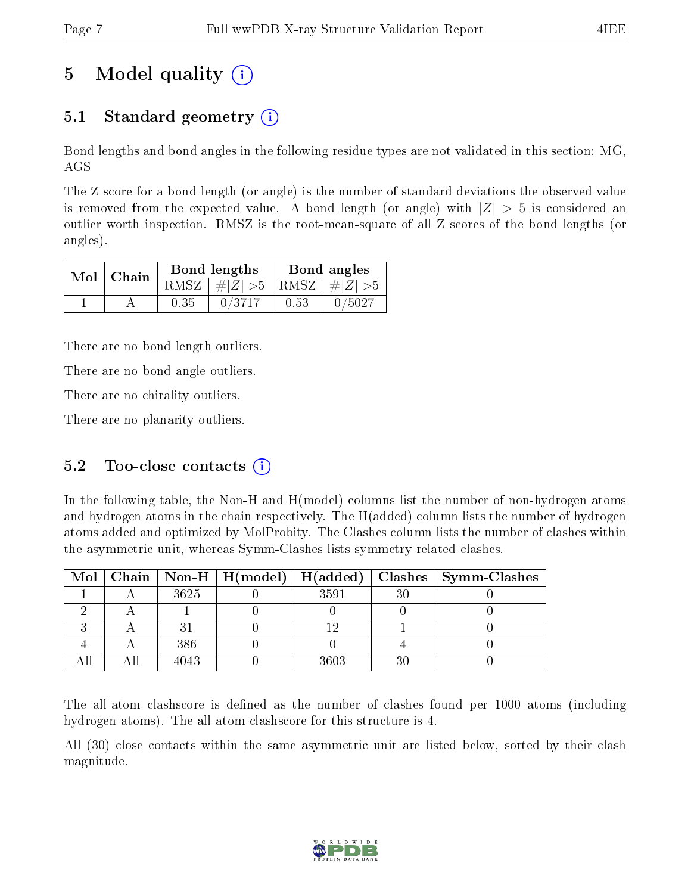# 5 Model quality

## 5.1 Standard geometry

Bond lengths and bond angles in the following residue types are not validated in this section: MG, AGS

The Z score for a bond length (or angle) is the number of standard deviations the observed value is removed from the expected value. A bond length (or angle) with $|Z| > 5$ is considered an outlier worth inspection. RMSZ is the root-mean-square of all Z scores of the bond lengths (or angles).

| Mol | Chain | Bond lengths | | Bond angles | |
|---|---|---|---|---|---|
| | | RMSZ | #\|Z\| >5 | RMSZ | #\|Z\| >5 |
| 1 | A | 0.35 | 0/3717 | 0.53 | 0/5027 |

There are no bond length outliers.

There are no bond angle outliers.

There are no chirality outliers.

There are no planarity outliers.

## 5.2 Too-close contacts

In the following table, the Non-H and H(model) columns list the number of non-hydrogen atoms and hydrogen atoms in the chain respectively. The H(added) column lists the number of hydrogen atoms added and optimized by MolProbity. The Clashes column lists the number of clashes within the asymmetric unit, whereas Symm-Clashes lists symmetry related clashes.

| Mol | Chain | Non-H | H(model) | H(added) | Clashes | Symm-Clashes |
|---|---|---|---|---|---|---|
| 1 | A | 3625 | 0 | 3591 | 30 | 0 |
| 2 | A | 1 | 0 | 0 | 0 | 0 |
| 3 | A | 31 | 0 | 12 | 1 | 0 |
| 4 | A | 386 | 0 | 0 | 4 | 0 |
| All | All | 4043 | 0 | 3603 | 30 | 0 |

The all-atom clashscore is defined as the number of clashes found per 1000 atoms (including hydrogen atoms). The all-atom clashscore for this structure is 4.

All (30) close contacts within the same asymmetric unit are listed below, sorted by their clash magnitude.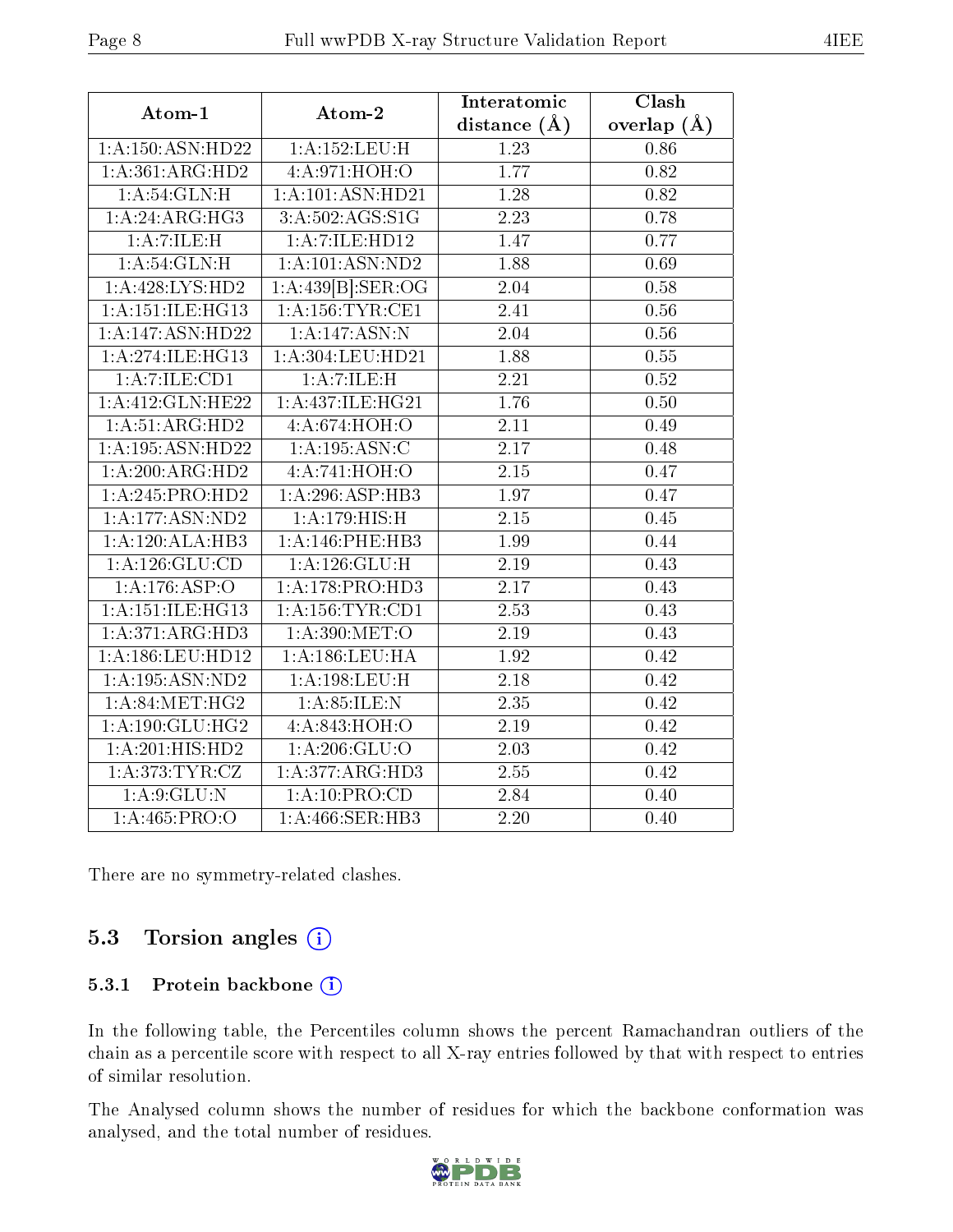| Atom-1 | Atom-2 | Interatomic distance (Å) | Clash overlap (Å) |
|---|---|---|---|
| 1:A:150:ASN:HD22 | 1:A:152:LEU:H | 1.23 | 0.86 |
| 1:A:361:ARG:HD2 | 4:A:971:HOH:O | 1.77 | 0.82 |
| 1:A:54:GLN:H | 1:A:101:ASN:HD21 | 1.28 | 0.82 |
| 1:A:24:ARG:HG3 | 3:A:502:AGS:S1G | 2.23 | 0.78 |
| 1:A:7:ILE:H | 1:A:7:ILE:HD12 | 1.47 | 0.77 |
| 1:A:54:GLN:H | 1:A:101:ASN:ND2 | 1.88 | 0.69 |
| 1:A:428:LYS:HD2 | 1:A:439[B]:SER:OG | 2.04 | 0.58 |
| 1:A:151:ILE:HG13 | 1:A:156:TYR:CE1 | 2.41 | 0.56 |
| 1:A:147:ASN:HD22 | 1:A:147:ASN:N | 2.04 | 0.56 |
| 1:A:274:ILE:HG13 | 1:A:304:LEU:HD21 | 1.88 | 0.55 |
| 1:A:7:ILE:CD1 | 1:A:7:ILE:H | 2.21 | 0.52 |
| 1:A:412:GLN:HE22 | 1:A:437:ILE:HG21 | 1.76 | 0.50 |
| 1:A:51:ARG:HD2 | 4:A:674:HOH:O | 2.11 | 0.49 |
| 1:A:195:ASN:HD22 | 1:A:195:ASN:C | 2.17 | 0.48 |
| 1:A:200:ARG:HD2 | 4:A:741:HOH:O | 2.15 | 0.47 |
| 1:A:245:PRO:HD2 | 1:A:296:ASP:HB3 | 1.97 | 0.47 |
| 1:A:177:ASN:ND2 | 1:A:179:HIS:H | 2.15 | 0.45 |
| 1:A:120:ALA:HB3 | 1:A:146:PHE:HB3 | 1.99 | 0.44 |
| 1:A:126:GLU:CD | 1:A:126:GLU:H | 2.19 | 0.43 |
| 1:A:176:ASP:O | 1:A:178:PRO:HD3 | 2.17 | 0.43 |
| 1:A:151:ILE:HG13 | 1:A:156:TYR:CD1 | 2.53 | 0.43 |
| 1:A:371:ARG:HD3 | 1:A:390:MET:O | 2.19 | 0.43 |
| 1:A:186:LEU:HD12 | 1:A:186:LEU:HA | 1.92 | 0.42 |
| 1:A:195:ASN:ND2 | 1:A:198:LEU:H | 2.18 | 0.42 |
| 1:A:84:MET:HG2 | 1:A:85:ILE:N | 2.35 | 0.42 |
| 1:A:190:GLU:HG2 | 4:A:843:HOH:O | 2.19 | 0.42 |
| 1:A:201:HIS:HD2 | 1:A:206:GLU:O | 2.03 | 0.42 |
| 1:A:373:TYR:CZ | 1:A:377:ARG:HD3 | 2.55 | 0.42 |
| 1:A:9:GLU:N | 1:A:10:PRO:CD | 2.84 | 0.40 |
| 1:A:465:PRO:O | 1:A:466:SER:HB3 | 2.20 | 0.40 |

There are no symmetry-related clashes.

## 5.3 Torsion angles

### 5.3.1 Protein backbone

In the following table, the Percentiles column shows the percent Ramachandran outliers of the chain as a percentile score with respect to all X-ray entries followed by that with respect to entries of similar resolution.

The Analysed column shows the number of residues for which the backbone conformation was analysed, and the total number of residues.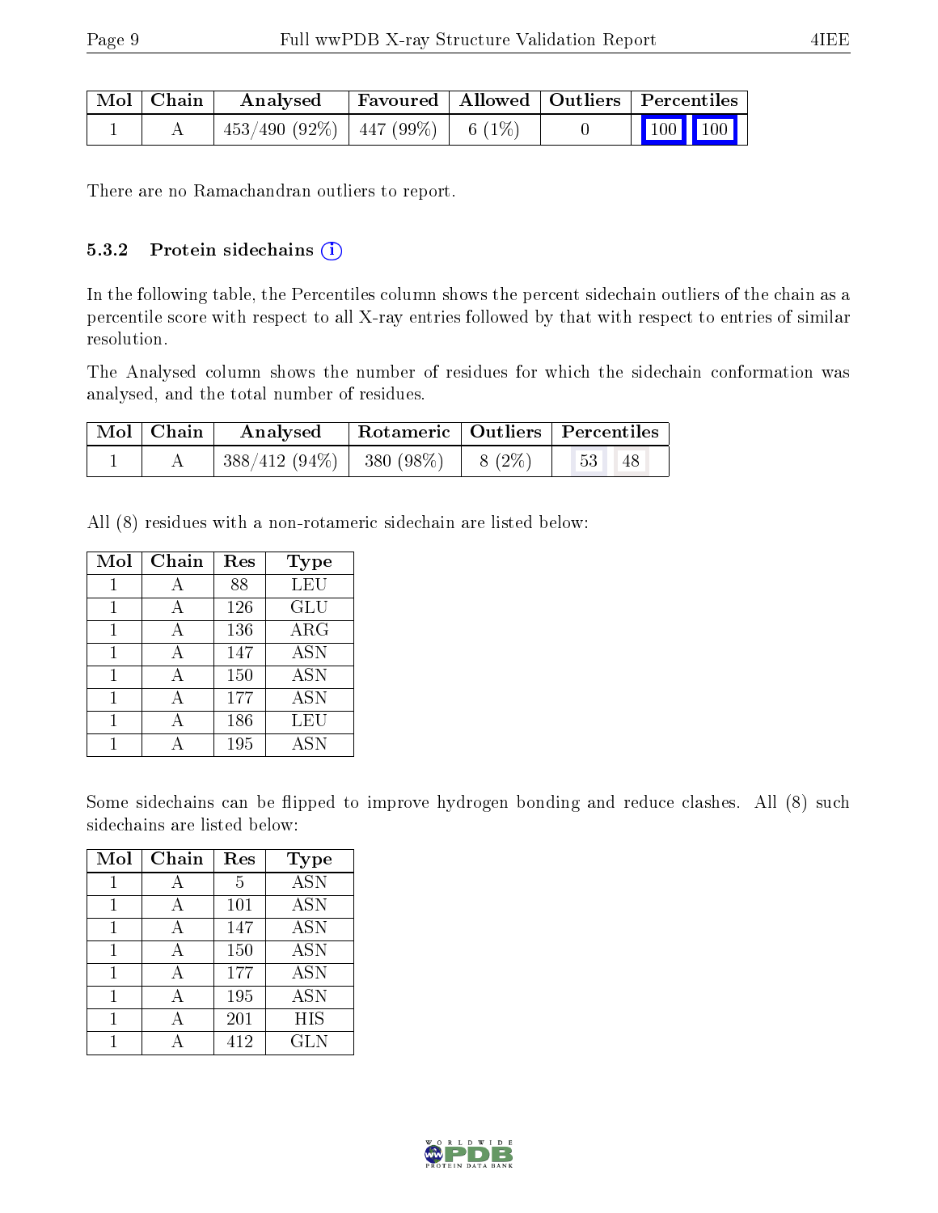| Mol | Chain | Analysed | Favoured | Allowed | Outliers | Percentiles | |
|---|---|---|---|---|---|---|---|
| 1 | A | 453/490 (92%) | 447 (99%) | 6 (1%) | 0 | 100 | 100 |

There are no Ramachandran outliers to report.

### 5.3.2 Protein sidechains

In the following table, the Percentiles column shows the percent sidechain outliers of the chain as a percentile score with respect to all X-ray entries followed by that with respect to entries of similar resolution.

The Analysed column shows the number of residues for which the sidechain conformation was analysed, and the total number of residues.

| Mol | Chain | Analysed | Rotameric | Outliers | Percentiles | |
|---|---|---|---|---|---|---|
| 1 | A | 388/412 (94%) | 380 (98%) | 8 (2%) | 53 | 48 |

All (8) residues with a non-rotameric sidechain are listed below:

| Mol | Chain | Res | Type |
|---|---|---|---|
| 1 | A | 88 | LEU |
| 1 | A | 126 | GLU |
| 1 | A | 136 | ARG |
| 1 | A | 147 | ASN |
| 1 | A | 150 | ASN |
| 1 | A | 177 | ASN |
| 1 | A | 186 | LEU |
| 1 | A | 195 | ASN |

Some sidechains can be flipped to improve hydrogen bonding and reduce clashes. All (8) such sidechains are listed below:

| Mol | Chain | Res | Type |
|---|---|---|---|
| 1 | A | 5 | ASN |
| 1 | A | 101 | ASN |
| 1 | A | 147 | ASN |
| 1 | A | 150 | ASN |
| 1 | A | 177 | ASN |
| 1 | A | 195 | ASN |
| 1 | A | 201 | HIS |
| 1 | A | 412 | GLN |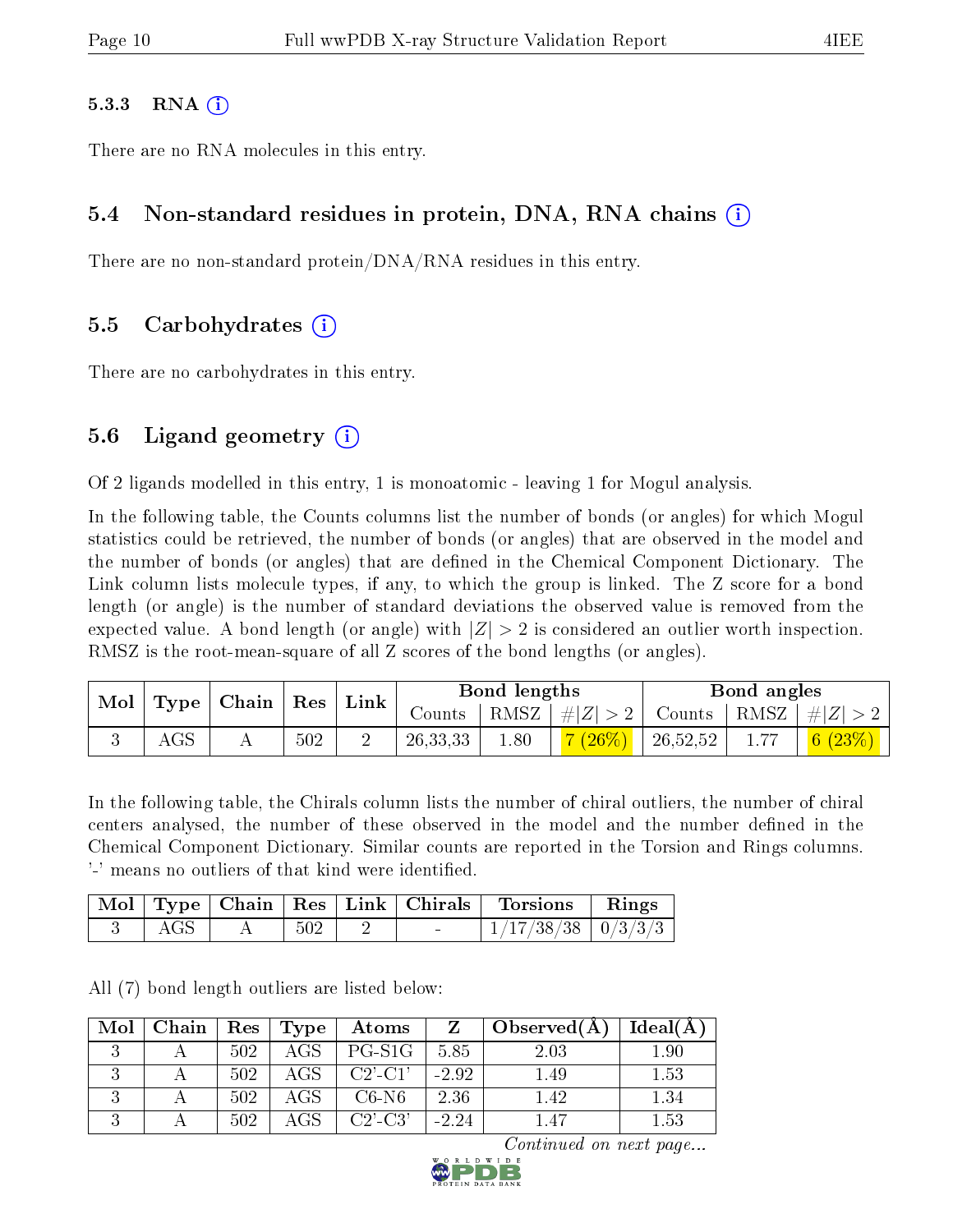### 5.3.3 RNA (i)

There are no RNA molecules in this entry.

## 5.4 Non-standard residues in protein, DNA, RNA chains (i)

There are no non-standard protein/DNA/RNA residues in this entry.

## 5.5 Carbohydrates (i)

There are no carbohydrates in this entry.

## 5.6 Ligand geometry (i)

Of 2 ligands modelled in this entry, 1 is monoatomic - leaving 1 for Mogul analysis.

In the following table, the Counts columns list the number of bonds (or angles) for which Mogul statistics could be retrieved, the number of bonds (or angles) that are observed in the model and the number of bonds (or angles) that are defined in the Chemical Component Dictionary. The Link column lists molecule types, if any, to which the group is linked. The Z score for a bond length (or angle) is the number of standard deviations the observed value is removed from the expected value. A bond length (or angle) with $|Z| > 2$ is considered an outlier worth inspection. RMSZ is the root-mean-square of all Z scores of the bond lengths (or angles).

| Mol | Type | Chain | Res | Link | Bond lengths | | | Bond angles | | |
|---|---|---|---|---|---|---|---|---|---|---|
| | | | | | Counts | RMSZ | $\#\|Z\| > 2$ | Counts | RMSZ | $\#\|Z\| > 2$ |
| 3 | AGS | A | 502 | 2 | 26,33,33 | 1.80 | 7 (26%) | 26,52,52 | 1.77 | 6 (23%) |

In the following table, the Chirals column lists the number of chiral outliers, the number of chiral centers analysed, the number of these observed in the model and the number defined in the Chemical Component Dictionary. Similar counts are reported in the Torsion and Rings columns. '-' means no outliers of that kind were identified.

| Mol | Type | Chain | Res | Link | Chirals | Torsions | Rings |
|---|---|---|---|---|---|---|---|
| 3 | AGS | A | 502 | 2 | - | 1/17/38/38 | 0/3/3/3 |

All (7) bond length outliers are listed below:

| Mol | Chain | Res | Type | Atoms | Z | Observed(Å) | Ideal(Å) |
|---|---|---|---|---|---|---|---|
| 3 | A | 502 | AGS | PG-S1G | 5.85 | 2.03 | 1.90 |
| 3 | A | 502 | AGS | C2'-C1' | -2.92 | 1.49 | 1.53 |
| 3 | A | 502 | AGS | C6-N6 | 2.36 | 1.42 | 1.34 |
| 3 | A | 502 | AGS | C2'-C3' | -2.24 | 1.47 | 1.53 |

*Continued on next page...*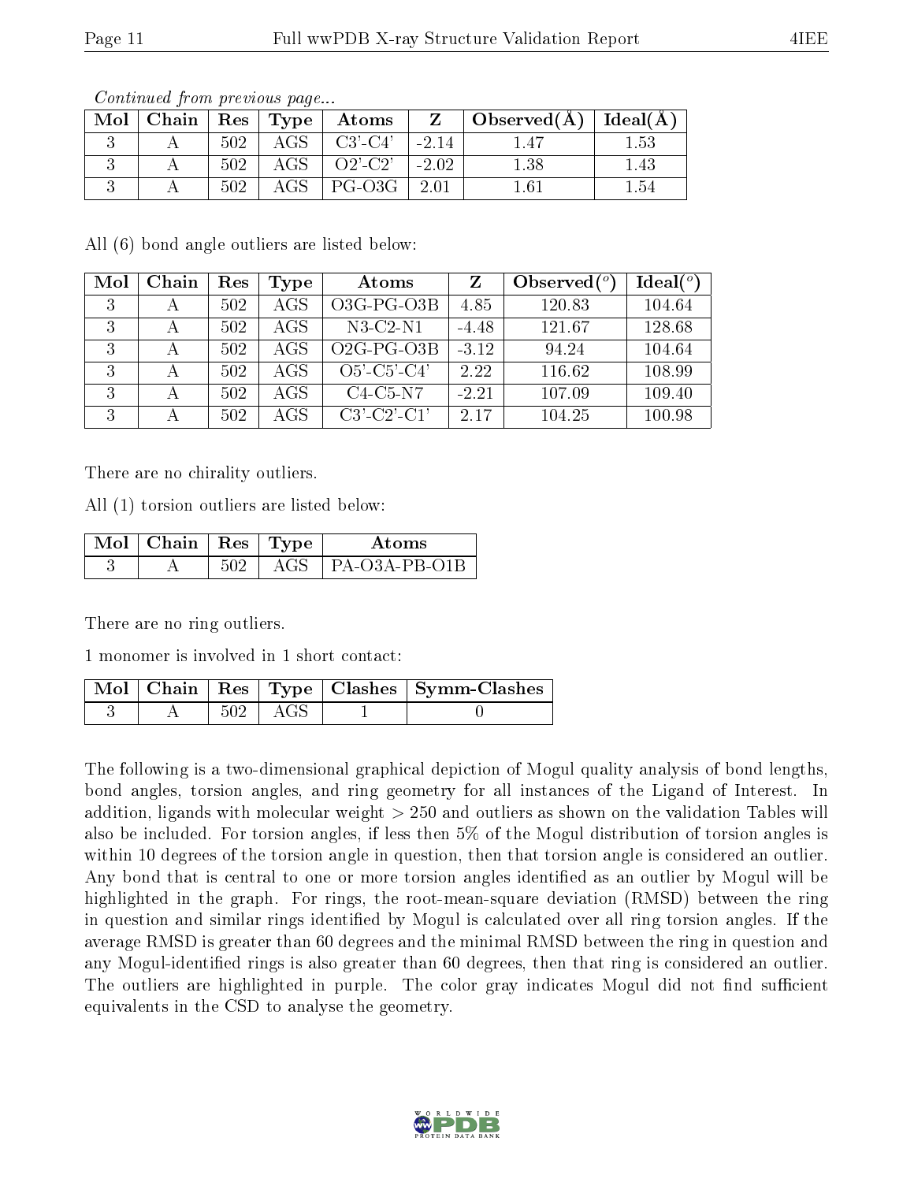*Continued from previous page...*

| Mol | Chain | Res | Type | Atoms | Z | Observed(Å) | Ideal(Å) |
|---|---|---|---|---|---|---|---|
| 3 | A | 502 | AGS | C3'-C4' | -2.14 | 1.47 | 1.53 |
| 3 | A | 502 | AGS | O2'-C2' | -2.02 | 1.38 | 1.43 |
| 3 | A | 502 | AGS | PG-O3G | 2.01 | 1.61 | 1.54 |

All (6) bond angle outliers are listed below:

| Mol | Chain | Res | Type | Atoms | Z | Observed(°) | Ideal(°) |
|---|---|---|---|---|---|---|---|
| 3 | A | 502 | AGS | O3G-PG-O3B | 4.85 | 120.83 | 104.64 |
| 3 | A | 502 | AGS | N3-C2-N1 | -4.48 | 121.67 | 128.68 |
| 3 | A | 502 | AGS | O2G-PG-O3B | -3.12 | 94.24 | 104.64 |
| 3 | A | 502 | AGS | O5'-C5'-C4' | 2.22 | 116.62 | 108.99 |
| 3 | A | 502 | AGS | C4-C5-N7 | -2.21 | 107.09 | 109.40 |
| 3 | A | 502 | AGS | C3'-C2'-C1' | 2.17 | 104.25 | 100.98 |

There are no chirality outliers.

All (1) torsion outliers are listed below:

| Mol | Chain | Res | Type | Atoms |
|---|---|---|---|---|
| 3 | A | 502 | AGS | PA-O3A-PB-O1B |

There are no ring outliers.

1 monomer is involved in 1 short contact:

| Mol | Chain | Res | Type | Clashes | Symm-Clashes |
|---|---|---|---|---|---|
| 3 | A | 502 | AGS | 1 | 0 |

The following is a two-dimensional graphical depiction of Mogul quality analysis of bond lengths, bond angles, torsion angles, and ring geometry for all instances of the Ligand of Interest. In addition, ligands with molecular weight > 250 and outliers as shown on the validation Tables will also be included. For torsion angles, if less then 5% of the Mogul distribution of torsion angles is within 10 degrees of the torsion angle in question, then that torsion angle is considered an outlier. Any bond that is central to one or more torsion angles identified as an outlier by Mogul will be highlighted in the graph. For rings, the root-mean-square deviation (RMSD) between the ring in question and similar rings identified by Mogul is calculated over all ring torsion angles. If the average RMSD is greater than 60 degrees and the minimal RMSD between the ring in question and any Mogul-identified rings is also greater than 60 degrees, then that ring is considered an outlier. The outliers are highlighted in purple. The color gray indicates Mogul did not find sufficient equivalents in the CSD to analyse the geometry.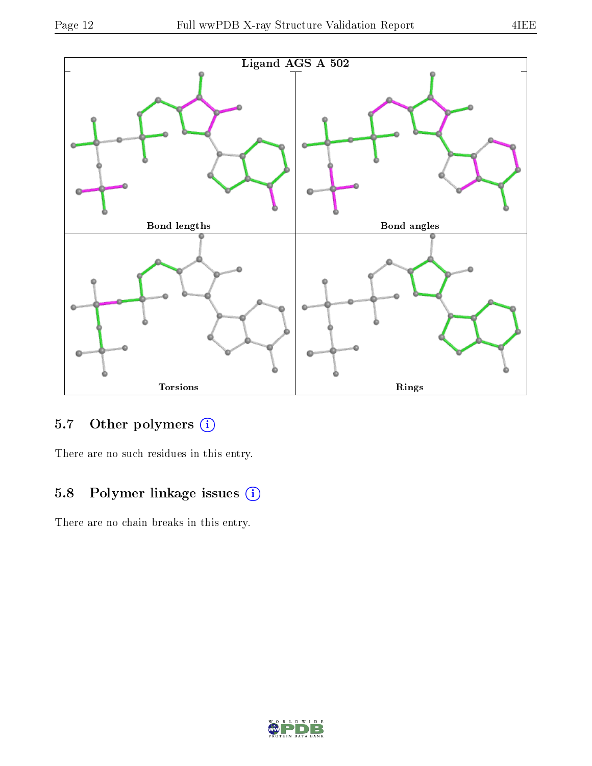Ligand AGS A 502

Bond lengths

Bond angles

Torsions

Rings

## 5.7 Other polymers

There are no such residues in this entry.

## 5.8 Polymer linkage issues

There are no chain breaks in this entry.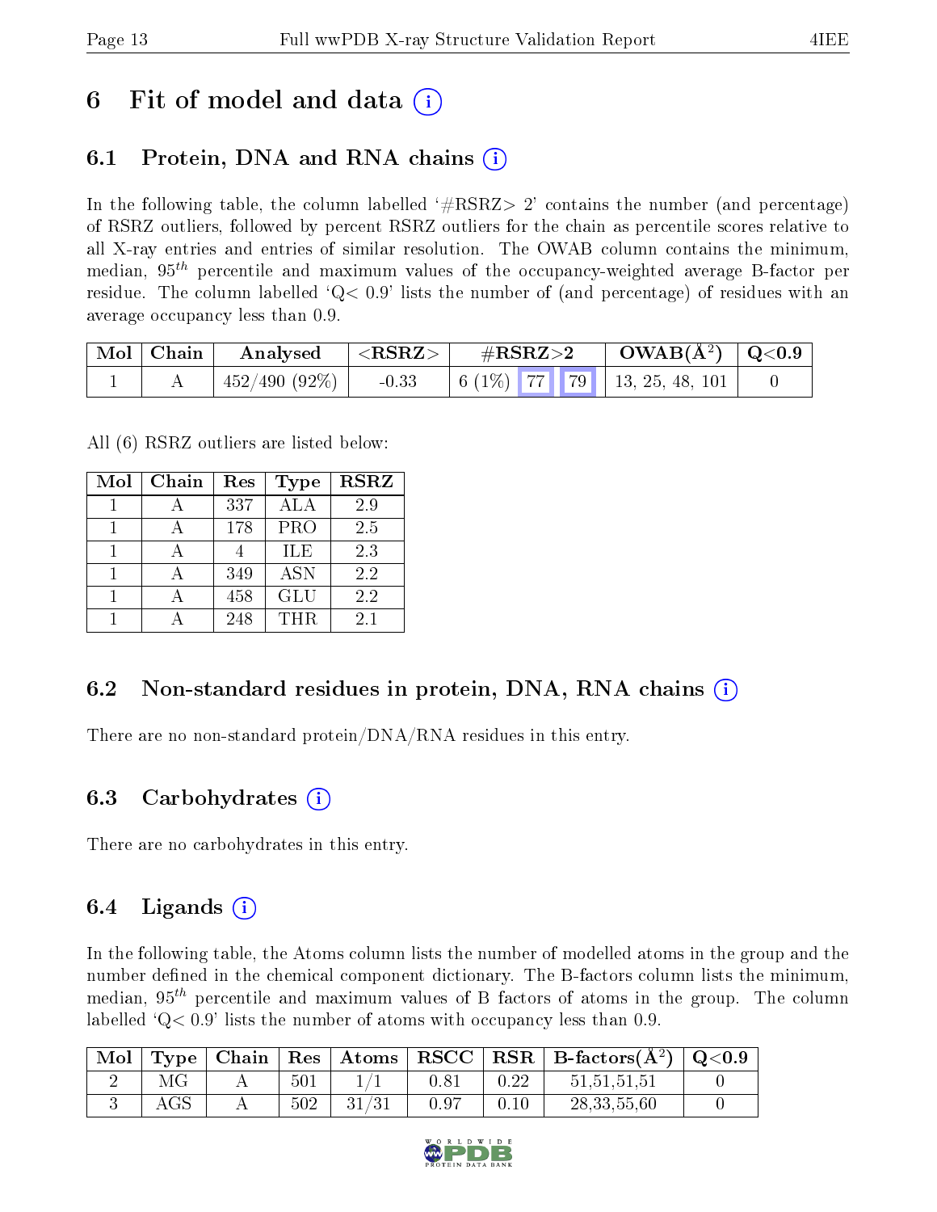# 6 Fit of model and data (i)

## 6.1 Protein, DNA and RNA chains (i)

In the following table, the column labelled '#RSRZ> 2' contains the number (and percentage) of RSRZ outliers, followed by percent RSRZ outliers for the chain as percentile scores relative to all X-ray entries and entries of similar resolution. The OWAB column contains the minimum, median, $95^{th}$ percentile and maximum values of the occupancy-weighted average B-factor per residue. The column labelled 'Q< 0.9' lists the number of (and percentage) of residues with an average occupancy less than 0.9.

| Mol | Chain | Analysed | <RSRZ> | #RSRZ>2 | | | OWAB(Å$^2$) | Q<0.9 |
|---|---|---|---|---|---|---|---|---|
| 1 | A | 452/490 (92%) | -0.33 | 6 (1%) | 77 | 79 | 13, 25, 48, 101 | 0 |

All (6) RSRZ outliers are listed below:

| Mol | Chain | Res | Type | RSRZ |
|---|---|---|---|---|
| 1 | A | 337 | ALA | 2.9 |
| 1 | A | 178 | PRO | 2.5 |
| 1 | A | 4 | ILE | 2.3 |
| 1 | A | 349 | ASN | 2.2 |
| 1 | A | 458 | GLU | 2.2 |
| 1 | A | 248 | THR | 2.1 |

## 6.2 Non-standard residues in protein, DNA, RNA chains (i)

There are no non-standard protein/DNA/RNA residues in this entry.

## 6.3 Carbohydrates (i)

There are no carbohydrates in this entry.

## 6.4 Ligands (i)

In the following table, the Atoms column lists the number of modelled atoms in the group and the number defined in the chemical component dictionary. The B-factors column lists the minimum, median, $95^{th}$ percentile and maximum values of B factors of atoms in the group. The column labelled 'Q< 0.9' lists the number of atoms with occupancy less than 0.9.

| Mol | Type | Chain | Res | Atoms | RSCC | RSR | B-factors(Å$^2$) | Q<0.9 |
|---|---|---|---|---|---|---|---|---|
| 2 | MG | A | 501 | 1/1 | 0.81 | 0.22 | 51,51,51,51 | 0 |
| 3 | AGS | A | 502 | 31/31 | 0.97 | 0.10 | 28,33,55,60 | 0 |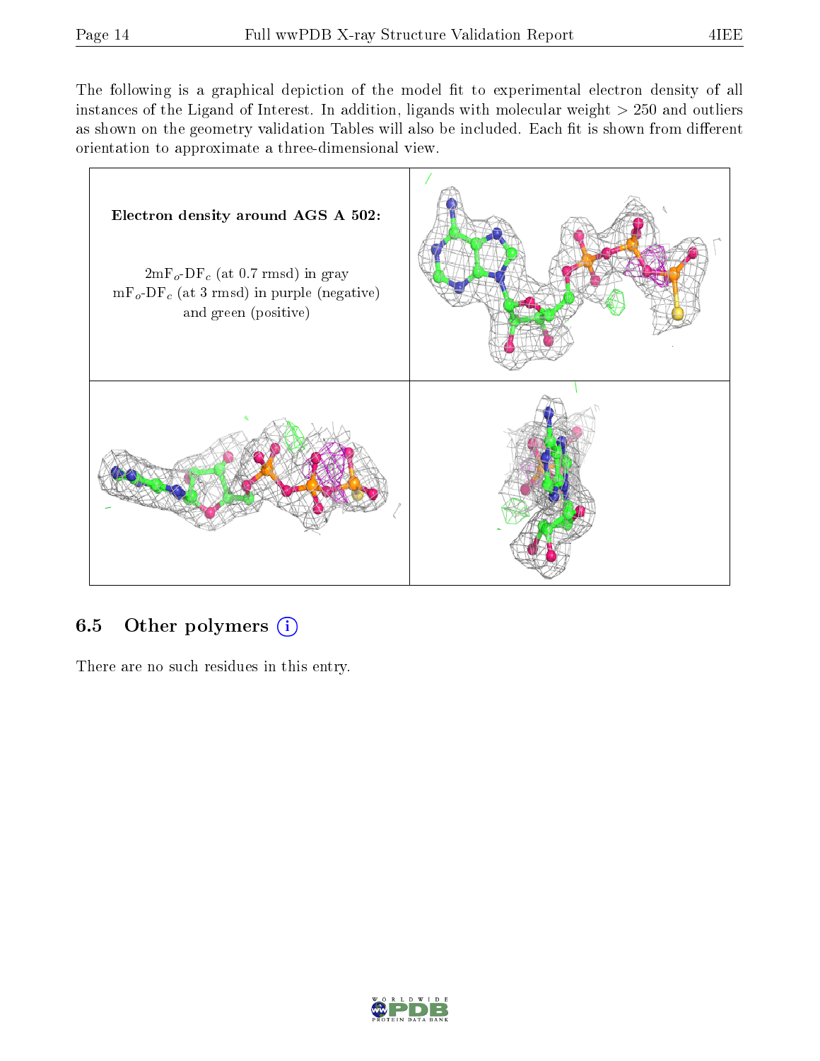The following is a graphical depiction of the model fit to experimental electron density of all instances of the Ligand of Interest. In addition, ligands with molecular weight > 250 and outliers as shown on the geometry validation Tables will also be included. Each fit is shown from different orientation to approximate a three-dimensional view.

**Electron density around AGS A 502:**

$2mF_o$-$DF_c$ (at 0.7 rmsd) in gray
$mF_o$-$DF_c$ (at 3 rmsd) in purple (negative) and green (positive)

## 6.5 Other polymers

There are no such residues in this entry.